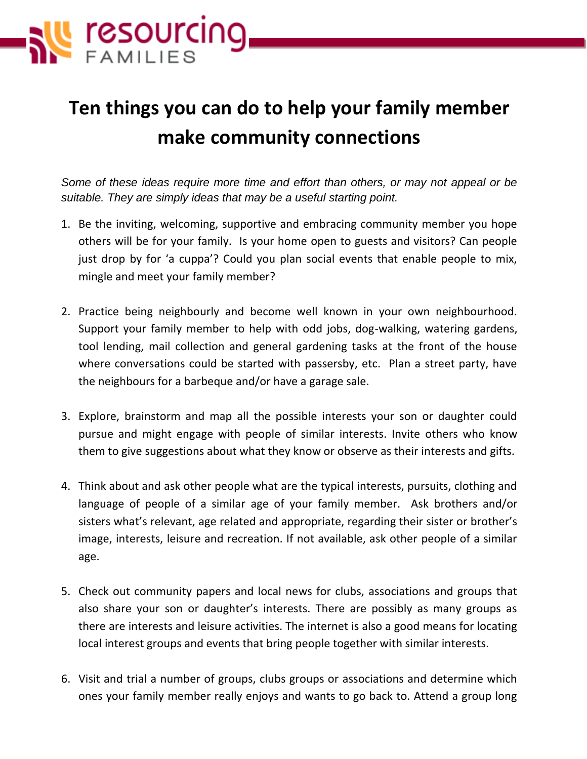# Ten things you can do to help your family member make community connections

*Some of these ideas require more time and effort than others, or may not appeal or be suitable. They are simply ideas that may be a useful starting point.*

1. Be the inviting, welcoming, supportive and embracing community member you hope others will be for your family. Is your home open to guests and visitors? Can people just drop by for 'a cuppa'? Could you plan social events that enable people to mix, mingle and meet your family member?

2. Practice being neighbourly and become well known in your own neighbourhood. Support your family member to help with odd jobs, dog-walking, watering gardens, tool lending, mail collection and general gardening tasks at the front of the house where conversations could be started with passersby, etc. Plan a street party, have the neighbours for a barbeque and/or have a garage sale.

3. Explore, brainstorm and map all the possible interests your son or daughter could pursue and might engage with people of similar interests. Invite others who know them to give suggestions about what they know or observe as their interests and gifts.

4. Think about and ask other people what are the typical interests, pursuits, clothing and language of people of a similar age of your family member. Ask brothers and/or sisters what's relevant, age related and appropriate, regarding their sister or brother's image, interests, leisure and recreation. If not available, ask other people of a similar age.

5. Check out community papers and local news for clubs, associations and groups that also share your son or daughter's interests. There are possibly as many groups as there are interests and leisure activities. The internet is also a good means for locating local interest groups and events that bring people together with similar interests.

6. Visit and trial a number of groups, clubs groups or associations and determine which ones your family member really enjoys and wants to go back to. Attend a group long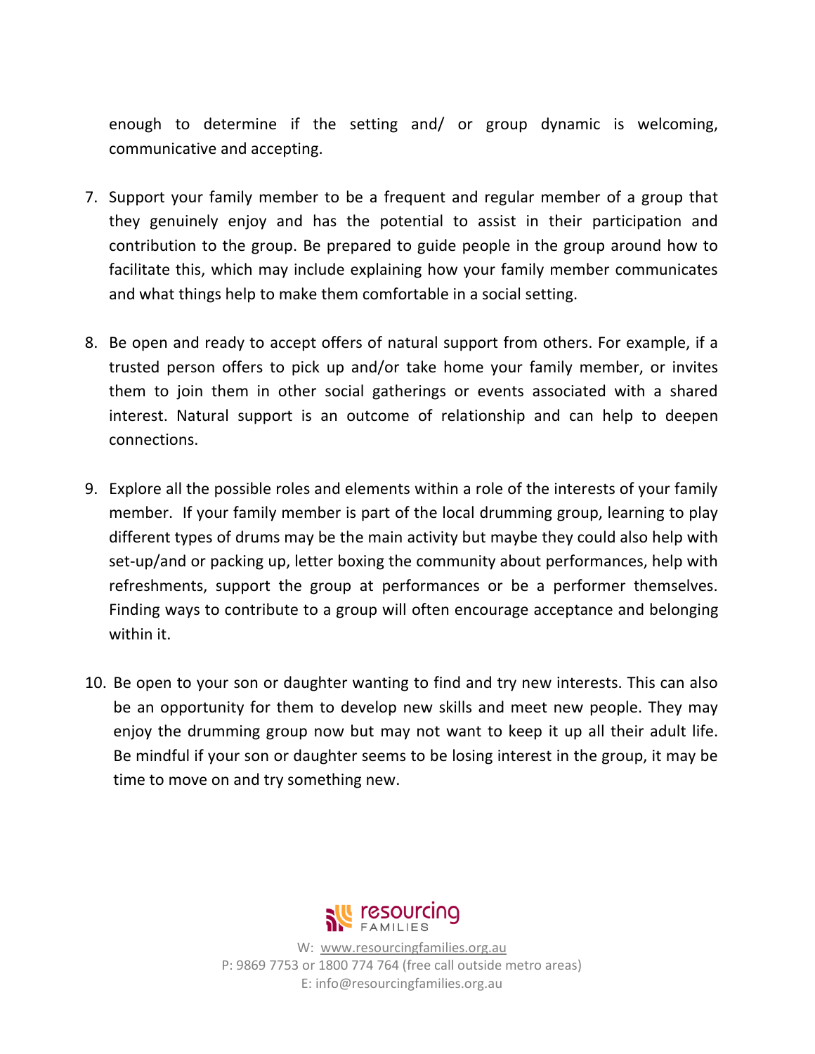enough to determine if the setting and/ or group dynamic is welcoming, communicative and accepting.

7. Support your family member to be a frequent and regular member of a group that they genuinely enjoy and has the potential to assist in their participation and contribution to the group. Be prepared to guide people in the group around how to facilitate this, which may include explaining how your family member communicates and what things help to make them comfortable in a social setting.

8. Be open and ready to accept offers of natural support from others. For example, if a trusted person offers to pick up and/or take home your family member, or invites them to join them in other social gatherings or events associated with a shared interest. Natural support is an outcome of relationship and can help to deepen connections.

9. Explore all the possible roles and elements within a role of the interests of your family member. If your family member is part of the local drumming group, learning to play different types of drums may be the main activity but maybe they could also help with set-up/and or packing up, letter boxing the community about performances, help with refreshments, support the group at performances or be a performer themselves. Finding ways to contribute to a group will often encourage acceptance and belonging within it.

10. Be open to your son or daughter wanting to find and try new interests. This can also be an opportunity for them to develop new skills and meet new people. They may enjoy the drumming group now but may not want to keep it up all their adult life. Be mindful if your son or daughter seems to be losing interest in the group, it may be time to move on and try something new.

resourcing FAMILIES

W: www.resourcingfamilies.org.au
P: 9869 7753 or 1800 774 764 (free call outside metro areas)
E: info@resourcingfamilies.org.au